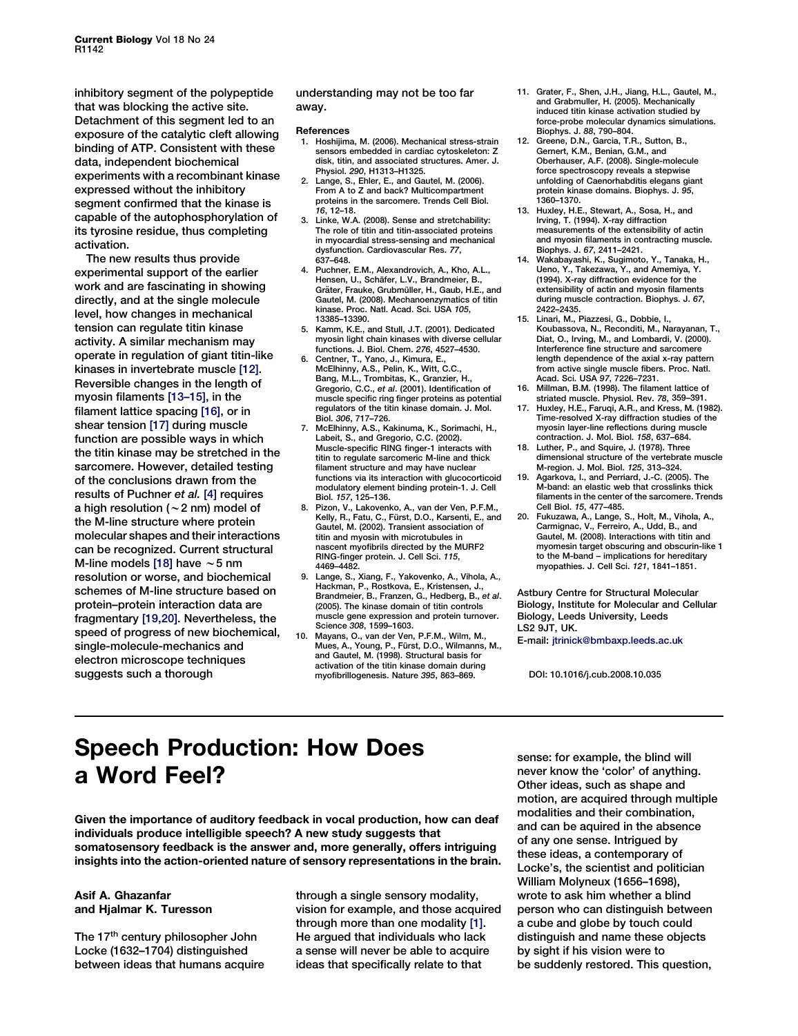inhibitory segment of the polypeptide that was blocking the active site. Detachment of this segment led to an exposure of the catalytic cleft allowing binding of ATP. Consistent with these data, independent biochemical experiments with a recombinant kinase expressed without the inhibitory segment confirmed that the kinase is capable of the autophosphorylation of its tyrosine residue, thus completing activation.

The new results thus provide experimental support of the earlier work and are fascinating in showing directly, and at the single molecule level, how changes in mechanical tension can regulate titin kinase activity. A similar mechanism may operate in regulation of giant titin-like kinases in invertebrate muscle [12]. Reversible changes in the length of myosin filaments [13–15], in the filament lattice spacing [16], or in shear tension [17] during muscle function are possible ways in which the titin kinase may be stretched in the sarcomere. However, detailed testing of the conclusions drawn from the results of Puchner *et al.* [4] requires a high resolution (~2 nm) model of the M-line structure where protein molecular shapes and their interactions can be recognized. Current structural M-line models [18] have ~5 nm resolution or worse, and biochemical schemes of M-line structure based on protein–protein interaction data are fragmentary [19,20]. Nevertheless, the speed of progress of new biochemical, single-molecule-mechanics and electron microscope techniques suggests such a thorough understanding may not be too far away.

### References

1. Hoshijima, M. (2006). Mechanical stress-strain sensors embedded in cardiac cytoskeleton: Z disk, titin, and associated structures. Amer. J. Physiol. *290*, H1313–H1325.
2. Lange, S., Ehler, E., and Gautel, M. (2006). From A to Z and back? Multicompartment proteins in the sarcomere. Trends Cell Biol. *16*, 12–18.
3. Linke, W.A. (2008). Sense and stretchability: The role of titin and titin-associated proteins in myocardial stress-sensing and mechanical dysfunction. Cardiovascular Res. *77*, 637–648.
4. Puchner, E.M., Alexandrovich, A., Kho, A.L., Hensen, U., Schäfer, L.V., Brandmeier, B., Gräter, Frauke, Grubmüller, H., Gaub, H.E., and Gautel, M. (2008). Mechanoenzymatics of titin kinase. Proc. Natl. Acad. Sci. USA *105*, 13385–13390.
5. Kamm, K.E., and Stull, J.T. (2001). Dedicated myosin light chain kinases with diverse cellular functions. J. Biol. Chem. *276*, 4527–4530.
6. Centner, T., Yano, J., Kimura, E., McElhinny, A.S., Pelin, K., Witt, C.C., Bang, M.L., Trombitas, K., Granzier, H., Gregorio, C.C., *et al*. (2001). Identification of muscle specific ring finger proteins as potential regulators of the titin kinase domain. J. Mol. Biol. *306*, 717–726.
7. McElhinny, A.S., Kakinuma, K., Sorimachi, H., Labeit, S., and Gregorio, C.C. (2002). Muscle-specific RING finger-1 interacts with titin to regulate sarcomeric M-line and thick filament structure and may have nuclear functions via its interaction with glucocorticoid modulatory element binding protein-1. J. Cell Biol. *157*, 125–136.
8. Pizon, V., Iakovenko, A., van der Ven, P.F.M., Kelly, R., Fatu, C., Fürst, D.O., Karsenti, E., and Gautel, M. (2002). Transient association of titin and myosin with microtubules in nascent myofibrils directed by the MURF2 RING-finger protein. J. Cell Sci. *115*, 4469–4482.
9. Lange, S., Xiang, F., Yakovenko, A., Vihola, A., Hackman, P., Rostkova, E., Kristensen, J., Brandmeier, B., Franzen, G., Hedberg, B., *et al*. (2005). The kinase domain of titin controls muscle gene expression and protein turnover. Science *308*, 1599–1603.
10. Mayans, O., van der Ven, P.F.M., Wilm, M., Mues, A., Young, P., Fürst, D.O., Wilmanns, M., and Gautel, M. (1998). Structural basis for activation of the titin kinase domain during myofibrillogenesis. Nature *395*, 863–869.
11. Grater, F., Shen, J.H., Jiang, H.L., Gautel, M., and Grabmuller, H. (2005). Mechanically induced titin kinase activation studied by force-probe molecular dynamics simulations. Biophys. J. *88*, 790–804.
12. Greene, D.N., Garcia, T.R., Sutton, B., Gernert, K.M., Benian, G.M., and Oberhauser, A.F. (2008). Single-molecule force spectroscopy reveals a stepwise unfolding of Caenorhabditis elegans giant protein kinase domains. Biophys. J. *95*, 1360–1370.
13. Huxley, H.E., Stewart, A., Sosa, H., and Irving, T. (1994). X-ray diffraction measurements of the extensibility of actin and myosin filaments in contracting muscle. Biophys. J. *67*, 2411–2421.
14. Wakabayashi, K., Sugimoto, Y., Tanaka, H., Ueno, Y., Takezawa, Y., and Amemiya, Y. (1994). X-ray diffraction evidence for the extensibility of actin and myosin filaments during muscle contraction. Biophys. J. *67*, 2422–2435.
15. Linari, M., Piazzesi, G., Dobbie, I., Koubassova, N., Reconditi, M., Narayanan, T., Diat, O., Irving, M., and Lombardi, V. (2000). Interference fine structure and sarcomere length dependence of the axial x-ray pattern from active single muscle fibers. Proc. Natl. Acad. Sci. USA *97*, 7226–7231.
16. Millman, B.M. (1998). The filament lattice of striated muscle. Physiol. Rev. *78*, 359–391.
17. Huxley, H.E., Faruqi, A.R., and Kress, M. (1982). Time-resolved X-ray diffraction studies of the myosin layer-line reflections during muscle contraction. J. Mol. Biol. *158*, 637–684.
18. Luther, P., and Squire, J. (1978). Three dimensional structure of the vertebrate muscle M-region. J. Mol. Biol. *125*, 313–324.
19. Agarkova, I., and Perriard, J.-C. (2005). The M-band: an elastic web that crosslinks thick filaments in the center of the sarcomere. Trends Cell Biol. *15*, 477–485.
20. Fukuzawa, A., Lange, S., Holt, M., Vihola, A., Carmignac, V., Ferreiro, A., Udd, B., and Gautel, M. (2008). Interactions with titin and myomesin target obscurin and obscurin-like 1 to the M-band – implications for hereditary myopathies. J. Cell Sci. *121*, 1841–1851.

Astbury Centre for Structural Molecular Biology, Institute for Molecular and Cellular Biology, Leeds University, Leeds LS2 9JT, UK.
E-mail: jtrinick@bmbaxp.leeds.ac.uk

DOI: 10.1016/j.cub.2008.10.035

# Speech Production: How Does a Word Feel?

**Given the importance of auditory feedback in vocal production, how can deaf individuals produce intelligible speech? A new study suggests that somatosensory feedback is the answer and, more generally, offers intriguing insights into the action-oriented nature of sensory representations in the brain.**

**Asif A. Ghazanfar and Hjalmar K. Turesson**

The 17th century philosopher John Locke (1632–1704) distinguished between ideas that humans acquire through a single sensory modality, vision for example, and those acquired through more than one modality [1]. He argued that individuals who lack a sense will never be able to acquire ideas that specifically relate to that sense: for example, the blind will never know the 'color' of anything. Other ideas, such as shape and motion, are acquired through multiple modalities and their combination, and can be aquired in the absence of any one sense. Intrigued by these ideas, a contemporary of Locke's, the scientist and politician William Molyneux (1656–1698), wrote to ask him whether a blind person who can distinguish between a cube and globe by touch could distinguish and name these objects by sight if his vision were to be suddenly restored. This question,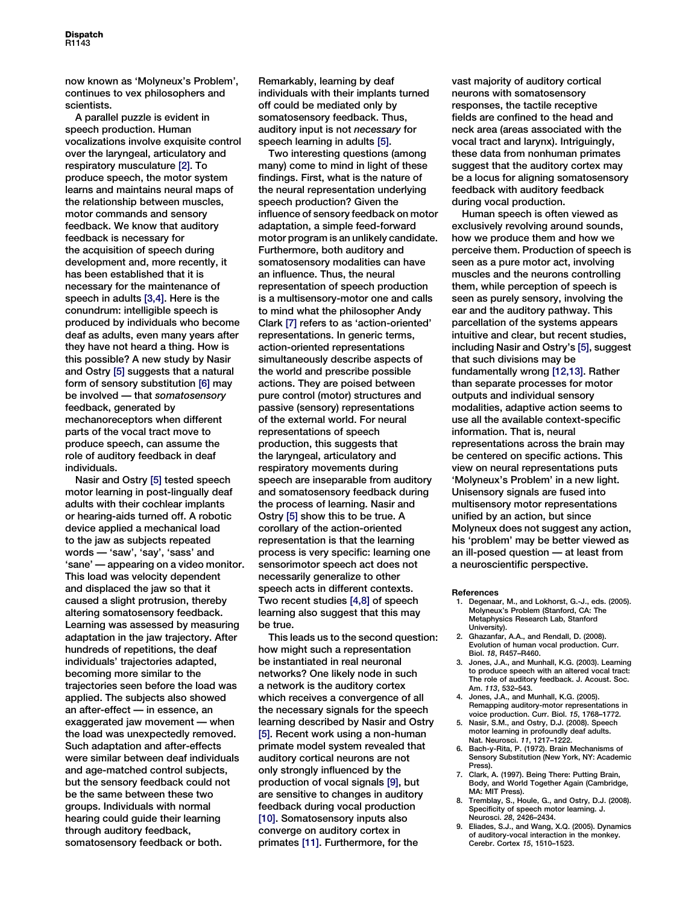now known as 'Molyneux's Problem', continues to vex philosophers and scientists.

A parallel puzzle is evident in speech production. Human vocalizations involve exquisite control over the laryngeal, articulatory and respiratory musculature [2]. To produce speech, the motor system learns and maintains neural maps of the relationship between muscles, motor commands and sensory feedback. We know that auditory feedback is necessary for the acquisition of speech during development and, more recently, it has been established that it is necessary for the maintenance of speech in adults [3,4]. Here is the conundrum: intelligible speech is produced by individuals who become deaf as adults, even many years after they have not heard a thing. How is this possible? A new study by Nasir and Ostry [5] suggests that a natural form of sensory substitution [6] may be involved — that *somatosensory* feedback, generated by mechanoreceptors when different parts of the vocal tract move to produce speech, can assume the role of auditory feedback in deaf individuals.

Nasir and Ostry [5] tested speech motor learning in post-lingually deaf adults with their cochlear implants or hearing-aids turned off. A robotic device applied a mechanical load to the jaw as subjects repeated words — 'saw', 'say', 'sass' and 'sane' — appearing on a video monitor. This load was velocity dependent and displaced the jaw so that it caused a slight protrusion, thereby altering somatosensory feedback. Learning was assessed by measuring adaptation in the jaw trajectory. After hundreds of repetitions, the deaf individuals' trajectories adapted, becoming more similar to the trajectories seen before the load was applied. The subjects also showed an after-effect — in essence, an exaggerated jaw movement — when the load was unexpectedly removed. Such adaptation and after-effects were similar between deaf individuals and age-matched control subjects, but the sensory feedback could not be the same between these two groups. Individuals with normal hearing could guide their learning through auditory feedback, somatosensory feedback or both. Remarkably, learning by deaf individuals with their implants turned off could be mediated only by somatosensory feedback. Thus, auditory input is not *necessary* for speech learning in adults [5].

Two interesting questions (among many) come to mind in light of these findings. First, what is the nature of the neural representation underlying speech production? Given the influence of sensory feedback on motor adaptation, a simple feed-forward motor program is an unlikely candidate. Furthermore, both auditory and somatosensory modalities can have an influence. Thus, the neural representation of speech production is a multisensory-motor one and calls to mind what the philosopher Andy Clark [7] refers to as 'action-oriented' representations. In generic terms, action-oriented representations simultaneously describe aspects of the world and prescribe possible actions. They are poised between pure control (motor) structures and passive (sensory) representations of the external world. For neural representations of speech production, this suggests that the laryngeal, articulatory and respiratory movements during speech are inseparable from auditory and somatosensory feedback during the process of learning. Nasir and Ostry [5] show this to be true. A corollary of the action-oriented representation is that the learning process is very specific: learning one sensorimotor speech act does not necessarily generalize to other speech acts in different contexts. Two recent studies [4,8] of speech learning also suggest that this may be true.

This leads us to the second question: how might such a representation be instantiated in real neuronal networks? One likely node in such a network is the auditory cortex which receives a convergence of all the necessary signals for the speech learning described by Nasir and Ostry [5]. Recent work using a non-human primate model system revealed that auditory cortical neurons are not only strongly influenced by the production of vocal signals [9], but are sensitive to changes in auditory feedback during vocal production [10]. Somatosensory inputs also converge on auditory cortex in primates [11]. Furthermore, for the vast majority of auditory cortical neurons with somatosensory responses, the tactile receptive fields are confined to the head and neck area (areas associated with the vocal tract and larynx). Intriguingly, these data from nonhuman primates suggest that the auditory cortex may be a locus for aligning somatosensory feedback with auditory feedback during vocal production.

Human speech is often viewed as exclusively revolving around sounds, how we produce them and how we perceive them. Production of speech is seen as a pure motor act, involving muscles and the neurons controlling them, while perception of speech is seen as purely sensory, involving the ear and the auditory pathway. This parcellation of the systems appears intuitive and clear, but recent studies, including Nasir and Ostry's [5], suggest that such divisions may be fundamentally wrong [12,13]. Rather than separate processes for motor outputs and individual sensory modalities, adaptive action seems to use all the available context-specific information. That is, neural representations across the brain may be centered on specific actions. This view on neural representations puts 'Molyneux's Problem' in a new light. Unisensory signals are fused into multisensory motor representations unified by an action, but since Molyneux does not suggest any action, his 'problem' may be better viewed as an ill-posed question — at least from a neuroscientific perspective.

**References**

1. Degenaar, M., and Lokhorst, G.-J., eds. (2005). Molyneux's Problem (Stanford, CA: The Metaphysics Research Lab, Stanford University).
2. Ghazanfar, A.A., and Rendall, D. (2008). Evolution of human vocal production. Curr. Biol. *18*, R457–R460.
3. Jones, J.A., and Munhall, K.G. (2003). Learning to produce speech with an altered vocal tract: The role of auditory feedback. J. Acoust. Soc. Am. *113*, 532–543.
4. Jones, J.A., and Munhall, K.G. (2005). Remapping auditory-motor representations in voice production. Curr. Biol. *15*, 1768–1772.
5. Nasir, S.M., and Ostry, D.J. (2008). Speech motor learning in profoundly deaf adults. Nat. Neurosci. *11*, 1217–1222.
6. Bach-y-Rita, P. (1972). Brain Mechanisms of Sensory Substitution (New York, NY: Academic Press).
7. Clark, A. (1997). Being There: Putting Brain, Body, and World Together Again (Cambridge, MA: MIT Press).
8. Tremblay, S., Houle, G., and Ostry, D.J. (2008). Specificity of speech motor learning. J. Neurosci. *28*, 2426–2434.
9. Eliades, S.J., and Wang, X.Q. (2005). Dynamics of auditory-vocal interaction in the monkey. Cerebr. Cortex *15*, 1510–1523.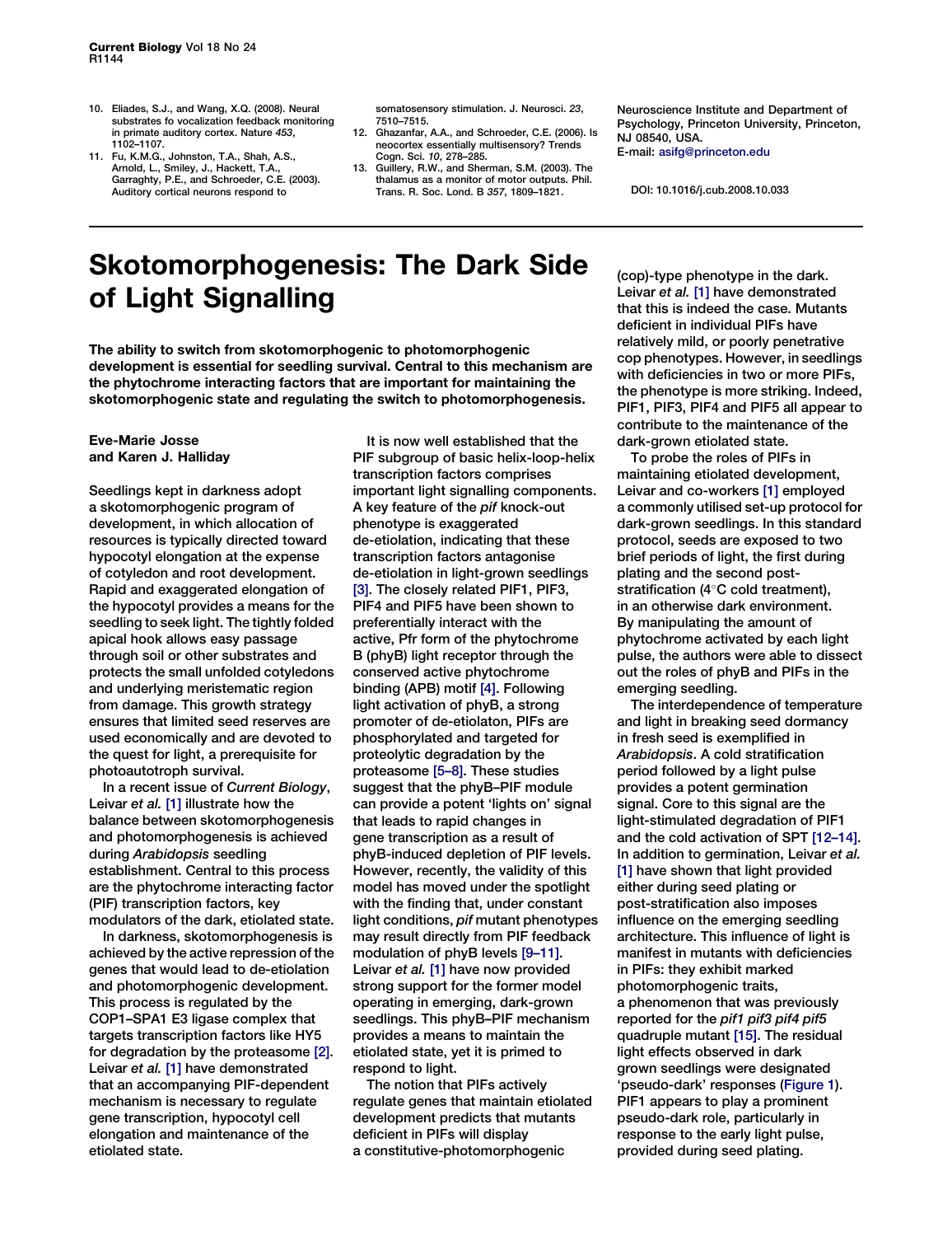10. Eliades, S.J., and Wang, X.Q. (2008). Neural substrates fo vocalization feedback monitoring in primate auditory cortex. Nature *453*, 1102–1107.
11. Fu, K.M.G., Johnston, T.A., Shah, A.S., Arnold, L., Smiley, J., Hackett, T.A., Garraghty, P.E., and Schroeder, C.E. (2003). Auditory cortical neurons respond to somatosensory stimulation. J. Neurosci. *23*, 7510–7515.
12. Ghazanfar, A.A., and Schroeder, C.E. (2006). Is neocortex essentially multisensory? Trends Cogn. Sci. *10*, 278–285.
13. Guillery, R.W., and Sherman, S.M. (2003). The thalamus as a monitor of motor outputs. Phil. Trans. R. Soc. Lond. B *357*, 1809–1821.

Neuroscience Institute and Department of Psychology, Princeton University, Princeton, NJ 08540, USA.
E-mail: asifg@princeton.edu

DOI: 10.1016/j.cub.2008.10.033

# Skotomorphogenesis: The Dark Side of Light Signalling

**The ability to switch from skotomorphogenic to photomorphogenic development is essential for seedling survival. Central to this mechanism are the phytochrome interacting factors that are important for maintaining the skotomorphogenic state and regulating the switch to photomorphogenesis.**

**Eve-Marie Josse and Karen J. Halliday**

Seedlings kept in darkness adopt a skotomorphogenic program of development, in which allocation of resources is typically directed toward hypocotyl elongation at the expense of cotyledon and root development. Rapid and exaggerated elongation of the hypocotyl provides a means for the seedling to seek light. The tightly folded apical hook allows easy passage through soil or other substrates and protects the small unfolded cotyledons and underlying meristematic region from damage. This growth strategy ensures that limited seed reserves are used economically and are devoted to the quest for light, a prerequisite for photoautotroph survival.

In a recent issue of *Current Biology*, Leivar *et al.* [1] illustrate how the balance between skotomorphogenesis and photomorphogenesis is achieved during *Arabidopsis* seedling establishment. Central to this process are the phytochrome interacting factor (PIF) transcription factors, key modulators of the dark, etiolated state.

In darkness, skotomorphogenesis is achieved by the active repression of the genes that would lead to de-etiolation and photomorphogenic development. This process is regulated by the COP1–SPA1 E3 ligase complex that targets transcription factors like HY5 for degradation by the proteasome [2]. Leivar *et al.* [1] have demonstrated that an accompanying PIF-dependent mechanism is necessary to regulate gene transcription, hypocotyl cell elongation and maintenance of the etiolated state.

It is now well established that the PIF subgroup of basic helix-loop-helix transcription factors comprises important light signalling components. A key feature of the *pif* knock-out phenotype is exaggerated de-etiolation, indicating that these transcription factors antagonise de-etiolation in light-grown seedlings [3]. The closely related PIF1, PIF3, PIF4 and PIF5 have been shown to preferentially interact with the active, Pfr form of the phytochrome B (phyB) light receptor through the conserved active phytochrome binding (APB) motif [4]. Following light activation of phyB, a strong promoter of de-etiolaton, PIFs are phosphorylated and targeted for proteolytic degradation by the proteasome [5–8]. These studies suggest that the phyB–PIF module can provide a potent 'lights on' signal that leads to rapid changes in gene transcription as a result of phyB-induced depletion of PIF levels. However, recently, the validity of this model has moved under the spotlight with the finding that, under constant light conditions, *pif* mutant phenotypes may result directly from PIF feedback modulation of phyB levels [9–11]. Leivar *et al.* [1] have now provided strong support for the former model operating in emerging, dark-grown seedlings. This phyB–PIF mechanism provides a means to maintain the etiolated state, yet it is primed to respond to light.

The notion that PIFs actively regulate genes that maintain etiolated development predicts that mutants deficient in PIFs will display a constitutive-photomorphogenic (cop)-type phenotype in the dark. Leivar *et al.* [1] have demonstrated that this is indeed the case. Mutants deficient in individual PIFs have relatively mild, or poorly penetrative cop phenotypes. However, in seedlings with deficiencies in two or more PIFs, the phenotype is more striking. Indeed, PIF1, PIF3, PIF4 and PIF5 all appear to contribute to the maintenance of the dark-grown etiolated state.

To probe the roles of PIFs in maintaining etiolated development, Leivar and co-workers [1] employed a commonly utilised set-up protocol for dark-grown seedlings. In this standard protocol, seeds are exposed to two brief periods of light, the first during plating and the second post-stratification (4°C cold treatment), in an otherwise dark environment. By manipulating the amount of phytochrome activated by each light pulse, the authors were able to dissect out the roles of phyB and PIFs in the emerging seedling.

The interdependence of temperature and light in breaking seed dormancy in fresh seed is exemplified in *Arabidopsis*. A cold stratification period followed by a light pulse provides a potent germination signal. Core to this signal are the light-stimulated degradation of PIF1 and the cold activation of SPT [12–14]. In addition to germination, Leivar *et al.* [1] have shown that light provided either during seed plating or post-stratification also imposes influence on the emerging seedling architecture. This influence of light is manifest in mutants with deficiencies in PIFs: they exhibit marked photomorphogenic traits, a phenomenon that was previously reported for the *pif1 pif3 pif4 pif5* quadruple mutant [15]. The residual light effects observed in dark grown seedlings were designated 'pseudo-dark' responses (Figure 1). PIF1 appears to play a prominent pseudo-dark role, particularly in response to the early light pulse, provided during seed plating.